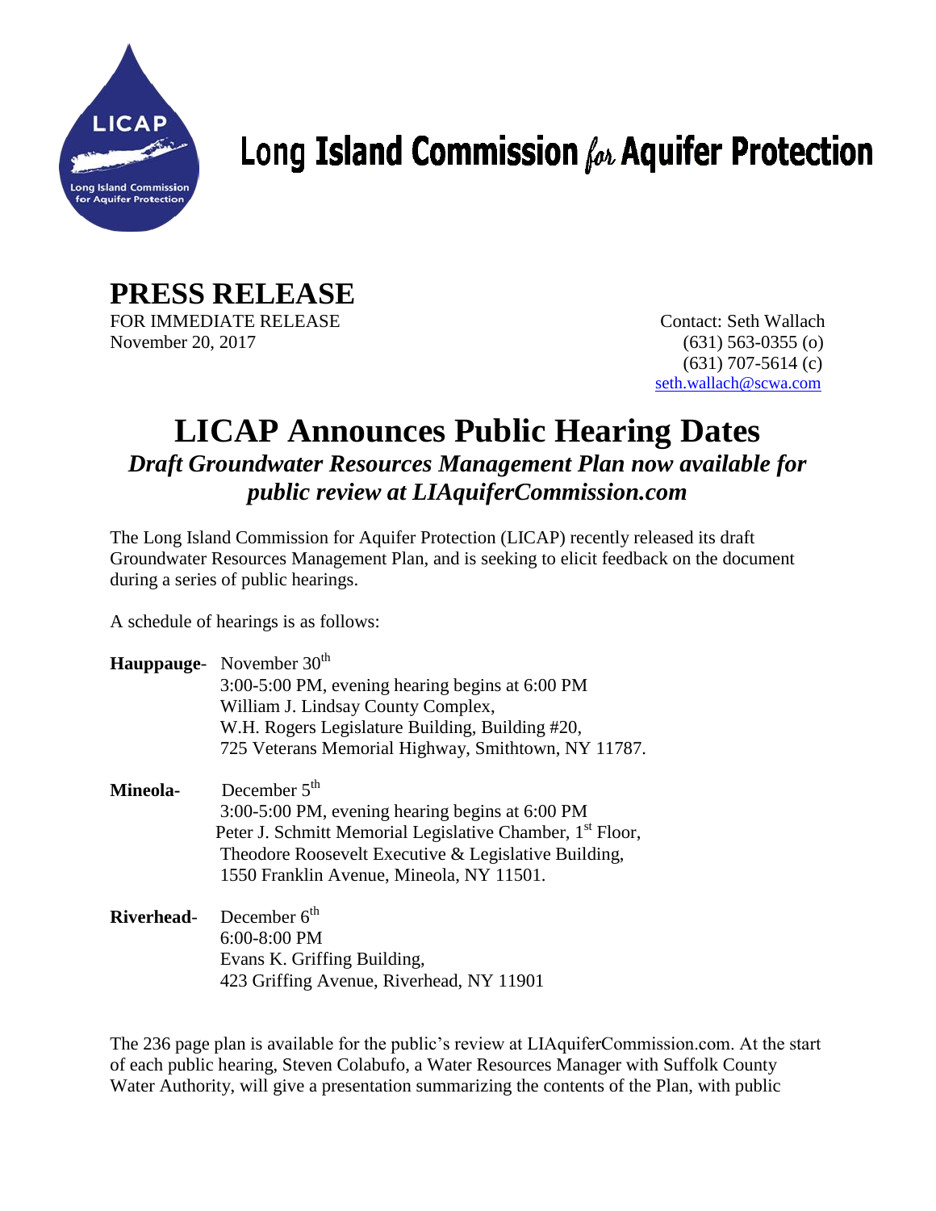# Long Island Commission for Aquifer Protection

## PRESS RELEASE

FOR IMMEDIATE RELEASE
November 20, 2017

Contact: Seth Wallach
(631) 563-0355 (o)
(631) 707-5614 (c)
seth.wallach@scwa.com

# LICAP Announces Public Hearing Dates

### *Draft Groundwater Resources Management Plan now available for public review at LIAquiferCommission.com*

The Long Island Commission for Aquifer Protection (LICAP) recently released its draft Groundwater Resources Management Plan, and is seeking to elicit feedback on the document during a series of public hearings.

A schedule of hearings is as follows:

**Hauppauge**- November 30th
3:00-5:00 PM, evening hearing begins at 6:00 PM
William J. Lindsay County Complex,
W.H. Rogers Legislature Building, Building #20,
725 Veterans Memorial Highway, Smithtown, NY 11787.

**Mineola-** December 5th
3:00-5:00 PM, evening hearing begins at 6:00 PM
Peter J. Schmitt Memorial Legislative Chamber, 1st Floor,
Theodore Roosevelt Executive & Legislative Building,
1550 Franklin Avenue, Mineola, NY 11501.

**Riverhead**- December 6th
6:00-8:00 PM
Evans K. Griffing Building,
423 Griffing Avenue, Riverhead, NY 11901

The 236 page plan is available for the public's review at LIAquiferCommission.com. At the start of each public hearing, Steven Colabufo, a Water Resources Manager with Suffolk County Water Authority, will give a presentation summarizing the contents of the Plan, with public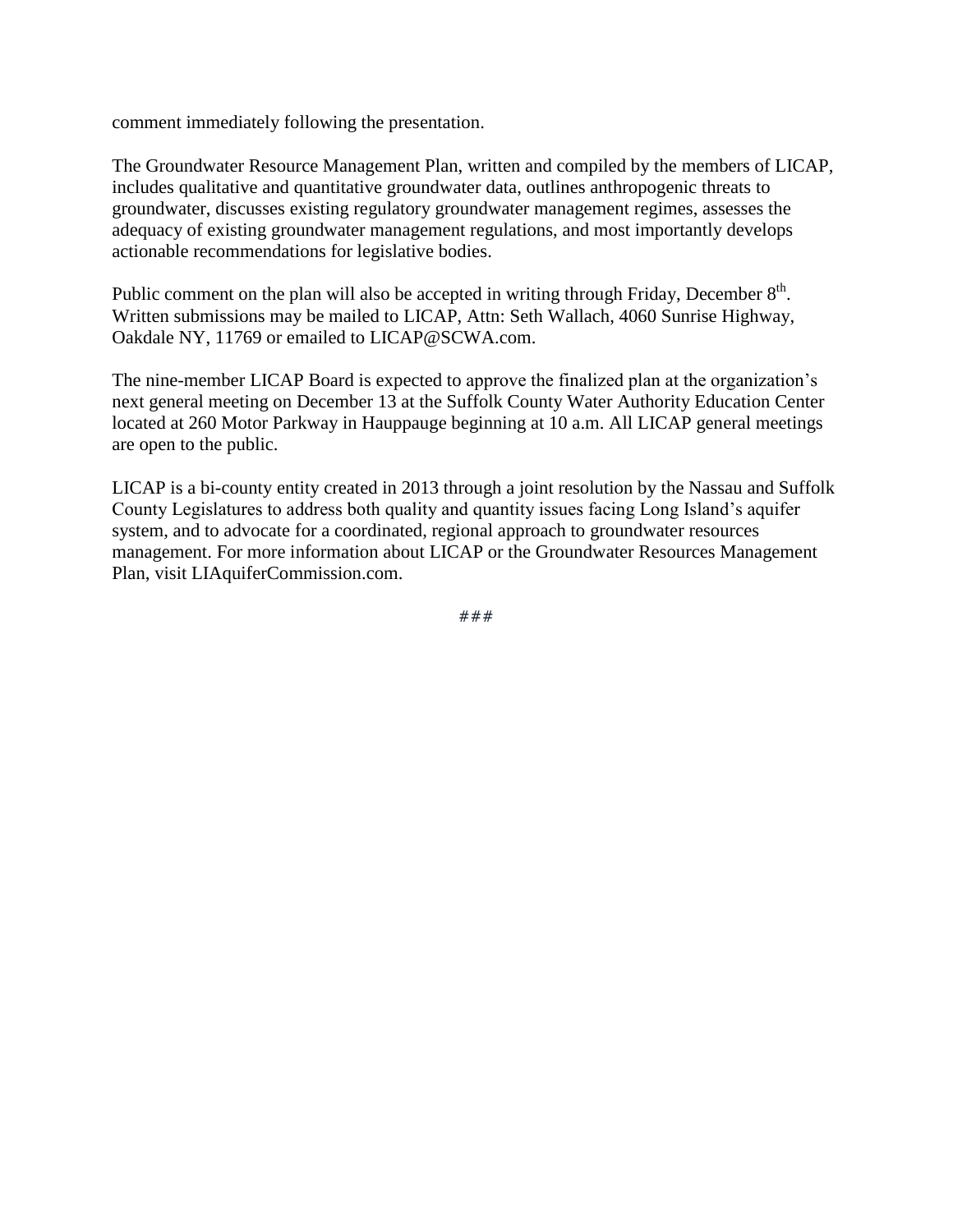comment immediately following the presentation.

The Groundwater Resource Management Plan, written and compiled by the members of LICAP, includes qualitative and quantitative groundwater data, outlines anthropogenic threats to groundwater, discusses existing regulatory groundwater management regimes, assesses the adequacy of existing groundwater management regulations, and most importantly develops actionable recommendations for legislative bodies.

Public comment on the plan will also be accepted in writing through Friday, December 8th. Written submissions may be mailed to LICAP, Attn: Seth Wallach, 4060 Sunrise Highway, Oakdale NY, 11769 or emailed to LICAP@SCWA.com.

The nine-member LICAP Board is expected to approve the finalized plan at the organization's next general meeting on December 13 at the Suffolk County Water Authority Education Center located at 260 Motor Parkway in Hauppauge beginning at 10 a.m. All LICAP general meetings are open to the public.

LICAP is a bi-county entity created in 2013 through a joint resolution by the Nassau and Suffolk County Legislatures to address both quality and quantity issues facing Long Island's aquifer system, and to advocate for a coordinated, regional approach to groundwater resources management. For more information about LICAP or the Groundwater Resources Management Plan, visit LIAquiferCommission.com.

###